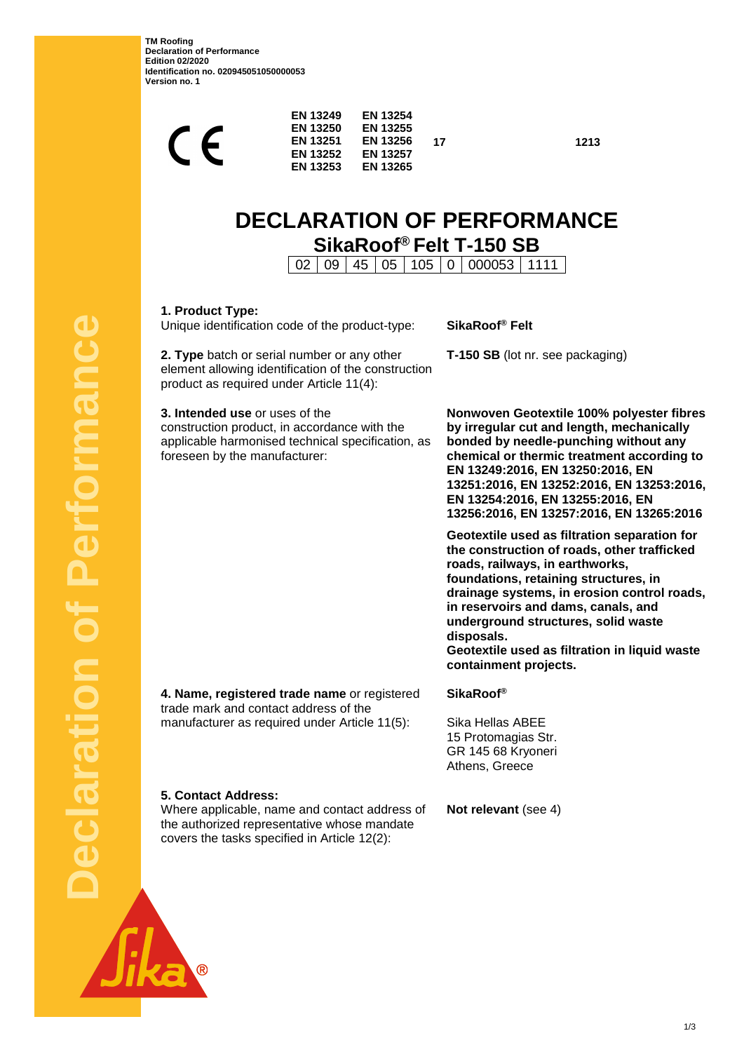TM Roofing
Declaration of Performance
Edition 02/2020
Identification no. 020945051050000053
Version no. 1

CE

| EN 13249 | EN 13254 | | |
|---|---|---|---|
| EN 13250 | EN 13255 | | |
| EN 13251 | EN 13256 | 17 | 1213 |
| EN 13252 | EN 13257 | | |
| EN 13253 | EN 13265 | | |

# DECLARATION OF PERFORMANCE

## SikaRoof® Felt T-150 SB

| 02 | 09 | 45 | 05 | 105 | 0 | 000053 | 1111 |
|---|---|---|---|---|---|---|---|

**1. Product Type:**
Unique identification code of the product-type: **SikaRoof® Felt**

**2. Type** batch or serial number or any other element allowing identification of the construction product as required under Article 11(4): **T-150 SB** (lot nr. see packaging)

**3. Intended use** or uses of the construction product, in accordance with the applicable harmonised technical specification, as foreseen by the manufacturer:

**Nonwoven Geotextile 100% polyester fibres by irregular cut and length, mechanically bonded by needle-punching without any chemical or thermic treatment according to EN 13249:2016, EN 13250:2016, EN 13251:2016, EN 13252:2016, EN 13253:2016, EN 13254:2016, EN 13255:2016, EN 13256:2016, EN 13257:2016, EN 13265:2016**

**Geotextile used as filtration separation for the construction of roads, other trafficked roads, railways, in earthworks, foundations, retaining structures, in drainage systems, in erosion control roads, in reservoirs and dams, canals, and underground structures, solid waste disposals.**
**Geotextile used as filtration in liquid waste containment projects.**

**4. Name, registered trade name** or registered trade mark and contact address of the manufacturer as required under Article 11(5):

**SikaRoof®**

Sika Hellas ABEE
15 Protomagias Str.
GR 145 68 Kryoneri
Athens, Greece

**5. Contact Address:**
Where applicable, name and contact address of the authorized representative whose mandate covers the tasks specified in Article 12(2): **Not relevant** (see 4)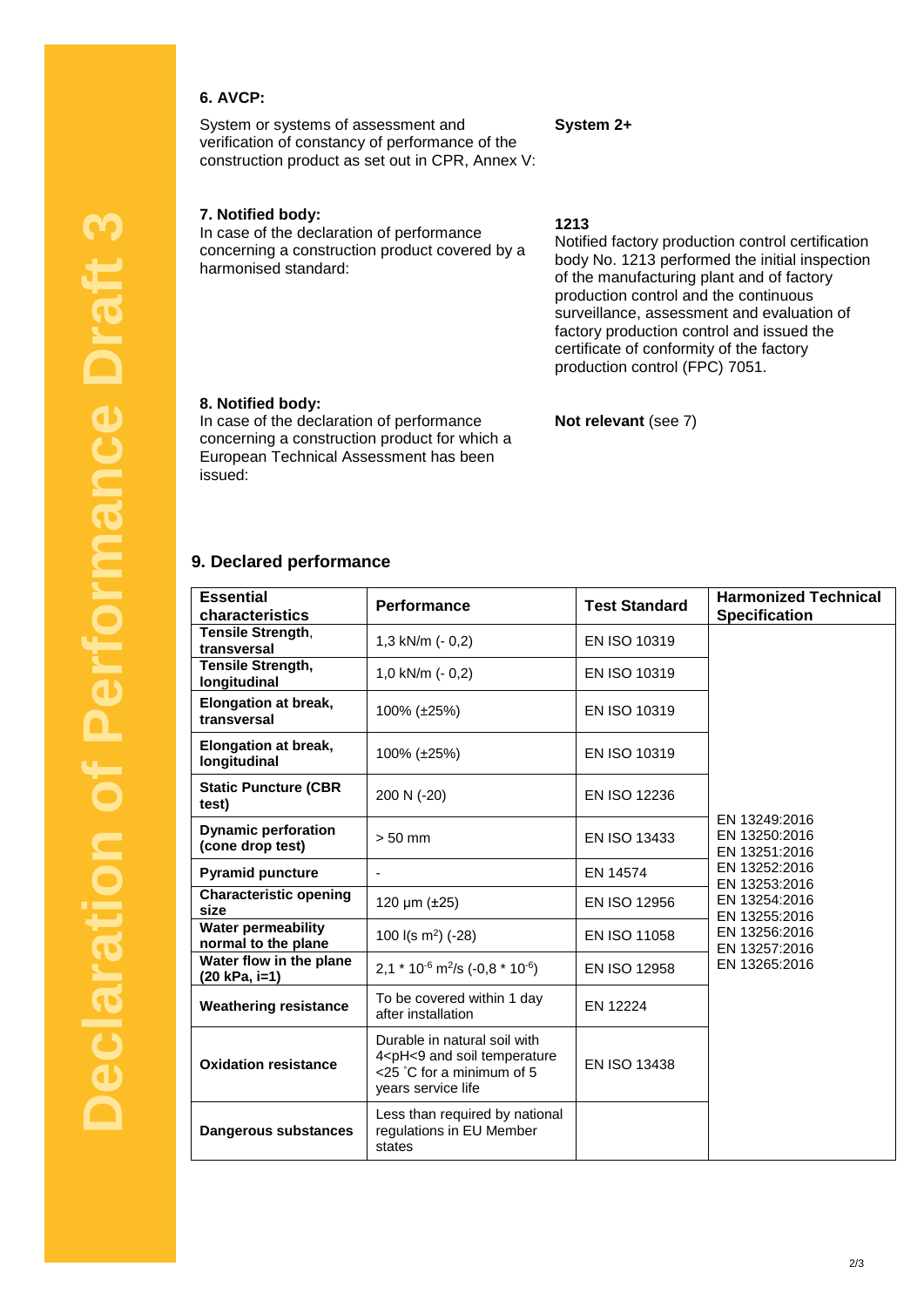Declaration of Performance Draft 3

### 6. AVCP:

System or systems of assessment and verification of constancy of performance of the construction product as set out in CPR, Annex V:

**System 2+**

### 7. Notified body:

In case of the declaration of performance concerning a construction product covered by a harmonised standard:

**1213**
Notified factory production control certification body No. 1213 performed the initial inspection of the manufacturing plant and of factory production control and the continuous surveillance, assessment and evaluation of factory production control and issued the certificate of conformity of the factory production control (FPC) 7051.

### 8. Notified body:

In case of the declaration of performance concerning a construction product for which a European Technical Assessment has been issued:

**Not relevant** (see 7)

## 9. Declared performance

| Essential characteristics | Performance | Test Standard | Harmonized Technical Specification |
|---|---|---|---|
| **Tensile Strength, transversal** | 1,3 kN/m (- 0,2) | EN ISO 10319 | EN 13249:2016<br>EN 13250:2016<br>EN 13251:2016<br>EN 13252:2016<br>EN 13253:2016<br>EN 13254:2016<br>EN 13255:2016<br>EN 13256:2016<br>EN 13257:2016<br>EN 13265:2016 |
| **Tensile Strength, longitudinal** | 1,0 kN/m (- 0,2) | EN ISO 10319 | |
| **Elongation at break, transversal** | 100% (±25%) | EN ISO 10319 | |
| **Elongation at break, longitudinal** | 100% (±25%) | EN ISO 10319 | |
| **Static Puncture (CBR test)** | 200 N (-20) | EN ISO 12236 | |
| **Dynamic perforation (cone drop test)** | > 50 mm | EN ISO 13433 | |
| **Pyramid puncture** | - | EN 14574 | |
| **Characteristic opening size** | 120 µm (±25) | EN ISO 12956 | |
| **Water permeability normal to the plane** | 100 l(s m$^2$) (-28) | EN ISO 11058 | |
| **Water flow in the plane (20 kPa, i=1)** | 2,1 * $10^{-6}$ m$^2$/s (-0,8 * $10^{-6}$) | EN ISO 12958 | |
| **Weathering resistance** | To be covered within 1 day after installation | EN 12224 | |
| **Oxidation resistance** | Durable in natural soil with 4<pH<9 and soil temperature <25 °C for a minimum of 5 years service life | EN ISO 13438 | |
| **Dangerous substances** | Less than required by national regulations in EU Member states | | |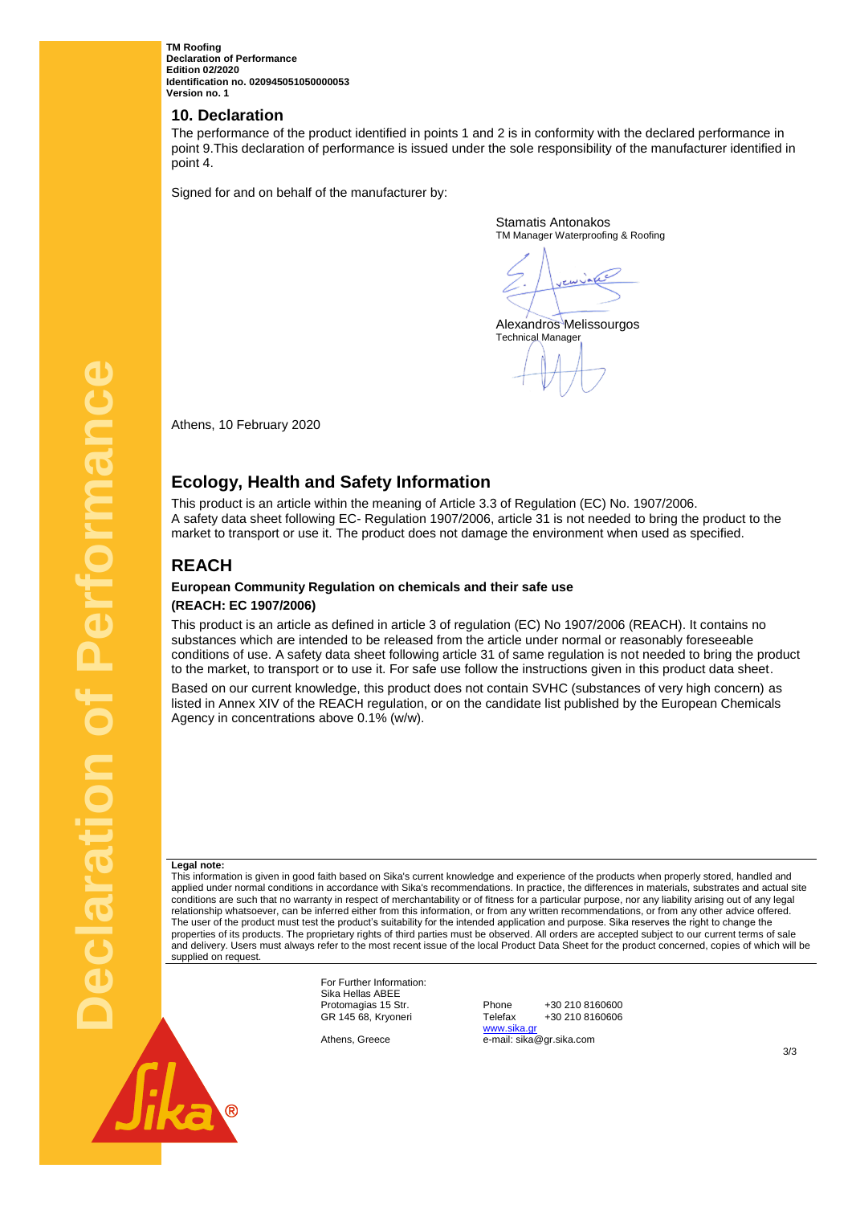**TM Roofing**
**Declaration of Performance**
**Edition 02/2020**
**Identification no. 020945051050000053**
**Version no. 1**

## 10. Declaration

The performance of the product identified in points 1 and 2 is in conformity with the declared performance in point 9.This declaration of performance is issued under the sole responsibility of the manufacturer identified in point 4.

Signed for and on behalf of the manufacturer by:

Stamatis Antonakos
TM Manager Waterproofing & Roofing

Alexandros Melissourgos
Technical Manager

Athens, 10 February 2020

## Ecology, Health and Safety Information

This product is an article within the meaning of Article 3.3 of Regulation (EC) No. 1907/2006.
A safety data sheet following EC- Regulation 1907/2006, article 31 is not needed to bring the product to the market to transport or use it. The product does not damage the environment when used as specified.

## REACH

### European Community Regulation on chemicals and their safe use
### (REACH: EC 1907/2006)

This product is an article as defined in article 3 of regulation (EC) No 1907/2006 (REACH). It contains no substances which are intended to be released from the article under normal or reasonably foreseeable conditions of use. A safety data sheet following article 31 of same regulation is not needed to bring the product to the market, to transport or to use it. For safe use follow the instructions given in this product data sheet.

Based on our current knowledge, this product does not contain SVHC (substances of very high concern) as listed in Annex XIV of the REACH regulation, or on the candidate list published by the European Chemicals Agency in concentrations above 0.1% (w/w).

**Legal note:**
This information is given in good faith based on Sika's current knowledge and experience of the products when properly stored, handled and applied under normal conditions in accordance with Sika's recommendations. In practice, the differences in materials, substrates and actual site conditions are such that no warranty in respect of merchantability or of fitness for a particular purpose, nor any liability arising out of any legal relationship whatsoever, can be inferred either from this information, or from any written recommendations, or from any other advice offered. The user of the product must test the product's suitability for the intended application and purpose. Sika reserves the right to change the properties of its products. The proprietary rights of third parties must be observed. All orders are accepted subject to our current terms of sale and delivery. Users must always refer to the most recent issue of the local Product Data Sheet for the product concerned, copies of which will be supplied on request.

For Further Information:
Sika Hellas ABEE
Protomagias 15 Str.
GR 145 68, Kryoneri

Athens, Greece

Phone +30 210 8160600
Telefax +30 210 8160606
www.sika.gr
e-mail: sika@gr.sika.com